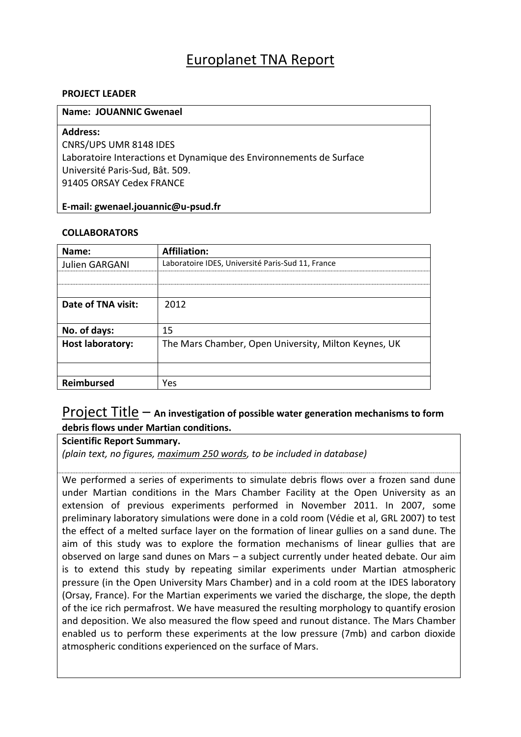# Europlanet TNA Report

**PROJECT LEADER**

| **Name: JOUANNIC Gwenael** |
|---|
| **Address:**<br>CNRS/UPS UMR 8148 IDES<br>Laboratoire Interactions et Dynamique des Environnements de Surface<br>Université Paris-Sud, Bât. 509.<br>91405 ORSAY Cedex FRANCE<br><br>**E-mail: gwenael.jouannic@u-psud.fr** |

**COLLABORATORS**

| **Name:** | **Affiliation:** |
|---|---|
| Julien GARGANI | Laboratoire IDES, Université Paris-Sud 11, France |
| | |
| | |
| **Date of TNA visit:** | 2012 |
| **No. of days:** | 15 |
| **Host laboratory:** | The Mars Chamber, Open University, Milton Keynes, UK |
| | |
| **Reimbursed** | Yes |

## Project Title – **An investigation of possible water generation mechanisms to form debris flows under Martian conditions.**

**Scientific Report Summary.**
*(plain text, no figures, maximum 250 words, to be included in database)*

We performed a series of experiments to simulate debris flows over a frozen sand dune under Martian conditions in the Mars Chamber Facility at the Open University as an extension of previous experiments performed in November 2011. In 2007, some preliminary laboratory simulations were done in a cold room (Védie et al, GRL 2007) to test the effect of a melted surface layer on the formation of linear gullies on a sand dune. The aim of this study was to explore the formation mechanisms of linear gullies that are observed on large sand dunes on Mars – a subject currently under heated debate. Our aim is to extend this study by repeating similar experiments under Martian atmospheric pressure (in the Open University Mars Chamber) and in a cold room at the IDES laboratory (Orsay, France). For the Martian experiments we varied the discharge, the slope, the depth of the ice rich permafrost. We have measured the resulting morphology to quantify erosion and deposition. We also measured the flow speed and runout distance. The Mars Chamber enabled us to perform these experiments at the low pressure (7mb) and carbon dioxide atmospheric conditions experienced on the surface of Mars.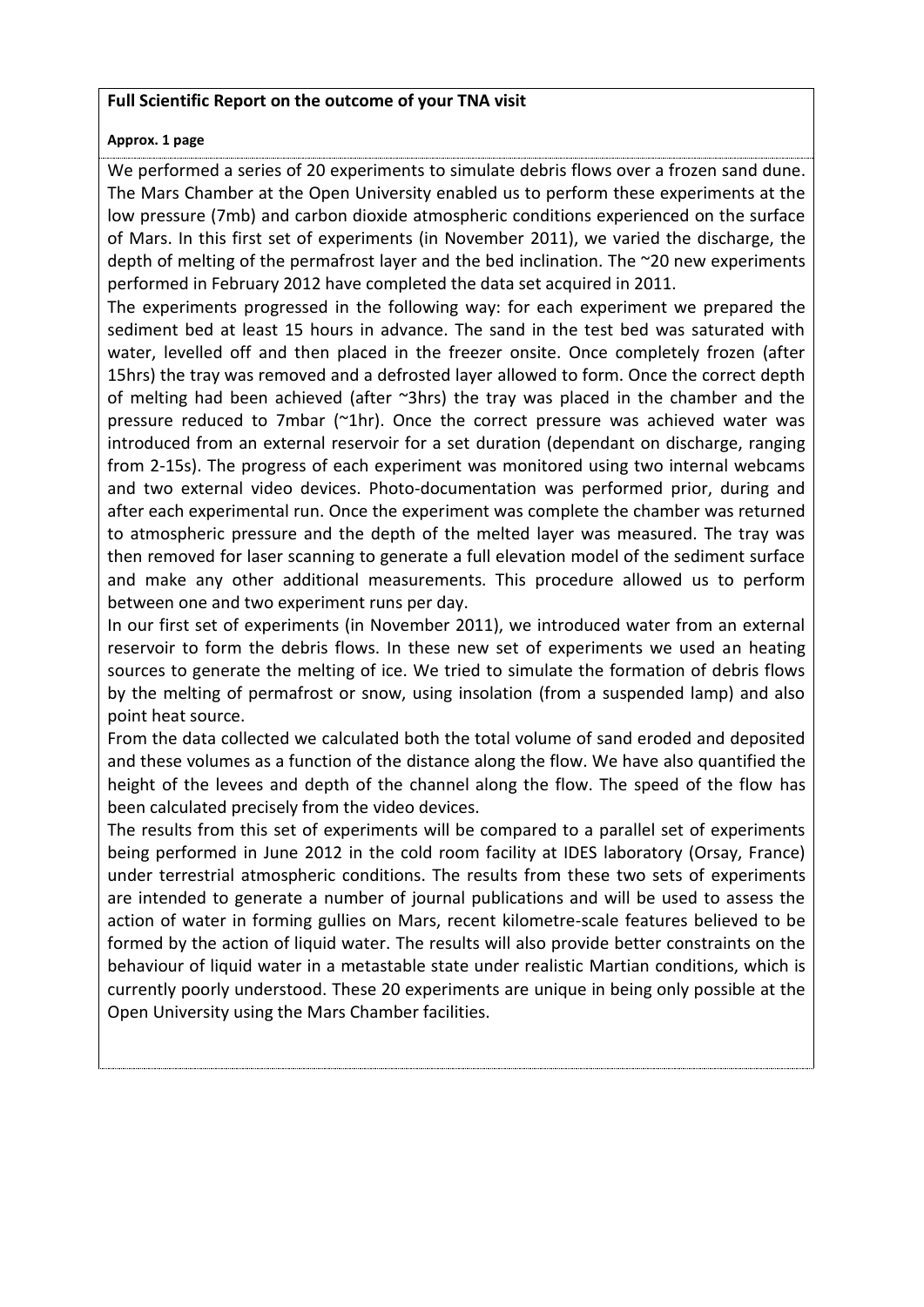**Full Scientific Report on the outcome of your TNA visit**

**Approx. 1 page**

We performed a series of 20 experiments to simulate debris flows over a frozen sand dune. The Mars Chamber at the Open University enabled us to perform these experiments at the low pressure (7mb) and carbon dioxide atmospheric conditions experienced on the surface of Mars. In this first set of experiments (in November 2011), we varied the discharge, the depth of melting of the permafrost layer and the bed inclination. The ~20 new experiments performed in February 2012 have completed the data set acquired in 2011.

The experiments progressed in the following way: for each experiment we prepared the sediment bed at least 15 hours in advance. The sand in the test bed was saturated with water, levelled off and then placed in the freezer onsite. Once completely frozen (after 15hrs) the tray was removed and a defrosted layer allowed to form. Once the correct depth of melting had been achieved (after ~3hrs) the tray was placed in the chamber and the pressure reduced to 7mbar (~1hr). Once the correct pressure was achieved water was introduced from an external reservoir for a set duration (dependant on discharge, ranging from 2-15s). The progress of each experiment was monitored using two internal webcams and two external video devices. Photo-documentation was performed prior, during and after each experimental run. Once the experiment was complete the chamber was returned to atmospheric pressure and the depth of the melted layer was measured. The tray was then removed for laser scanning to generate a full elevation model of the sediment surface and make any other additional measurements. This procedure allowed us to perform between one and two experiment runs per day.

In our first set of experiments (in November 2011), we introduced water from an external reservoir to form the debris flows. In these new set of experiments we used an heating sources to generate the melting of ice. We tried to simulate the formation of debris flows by the melting of permafrost or snow, using insolation (from a suspended lamp) and also point heat source.

From the data collected we calculated both the total volume of sand eroded and deposited and these volumes as a function of the distance along the flow. We have also quantified the height of the levees and depth of the channel along the flow. The speed of the flow has been calculated precisely from the video devices.

The results from this set of experiments will be compared to a parallel set of experiments being performed in June 2012 in the cold room facility at IDES laboratory (Orsay, France) under terrestrial atmospheric conditions. The results from these two sets of experiments are intended to generate a number of journal publications and will be used to assess the action of water in forming gullies on Mars, recent kilometre-scale features believed to be formed by the action of liquid water. The results will also provide better constraints on the behaviour of liquid water in a metastable state under realistic Martian conditions, which is currently poorly understood. These 20 experiments are unique in being only possible at the Open University using the Mars Chamber facilities.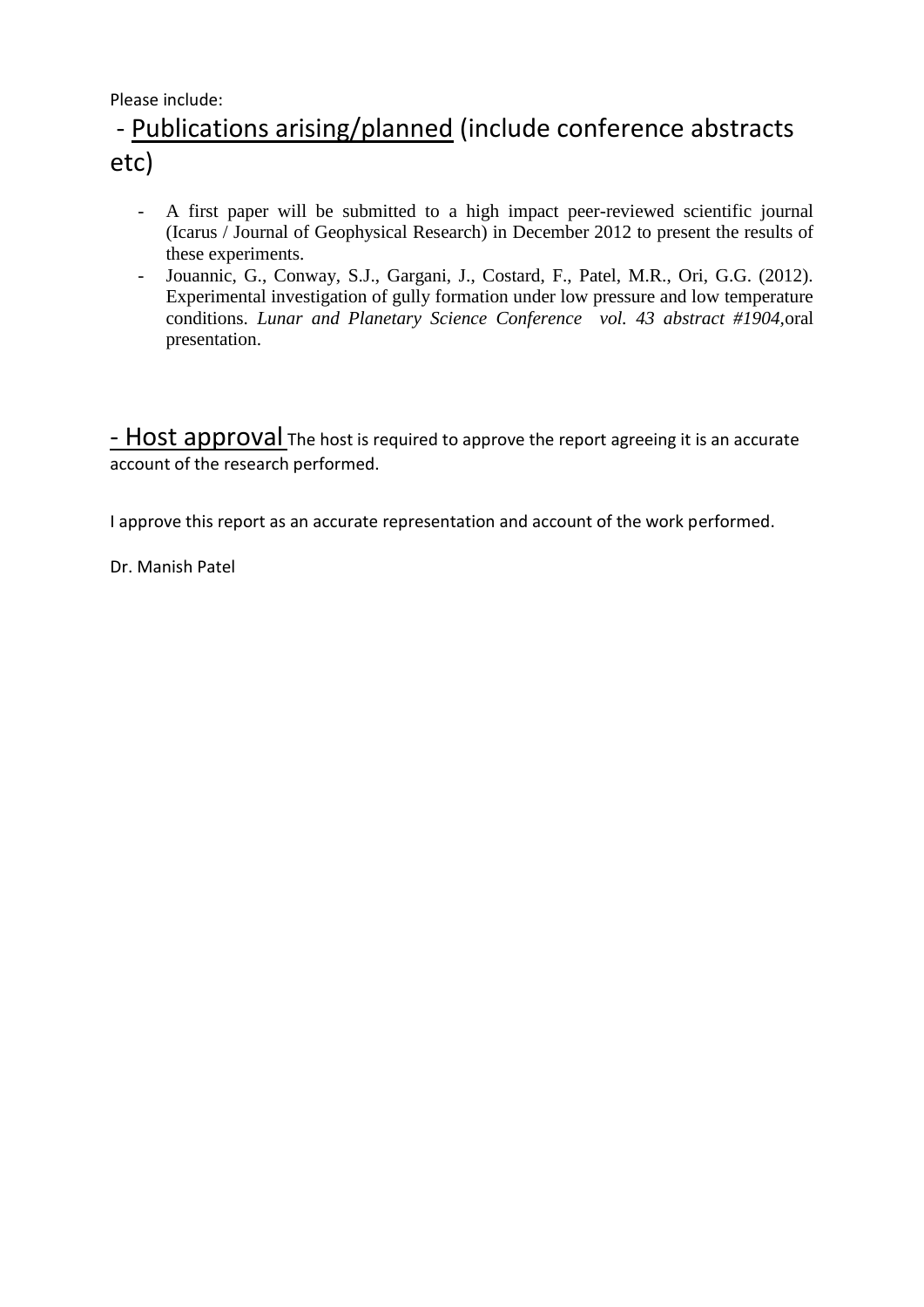Please include:

## - Publications arising/planned (include conference abstracts etc)

- A first paper will be submitted to a high impact peer-reviewed scientific journal (Icarus / Journal of Geophysical Research) in December 2012 to present the results of these experiments.
- Jouannic, G., Conway, S.J., Gargani, J., Costard, F., Patel, M.R., Ori, G.G. (2012). Experimental investigation of gully formation under low pressure and low temperature conditions. *Lunar and Planetary Science Conference vol. 43 abstract #1904*, oral presentation.

## - Host approval

The host is required to approve the report agreeing it is an accurate account of the research performed.

I approve this report as an accurate representation and account of the work performed.

Dr. Manish Patel